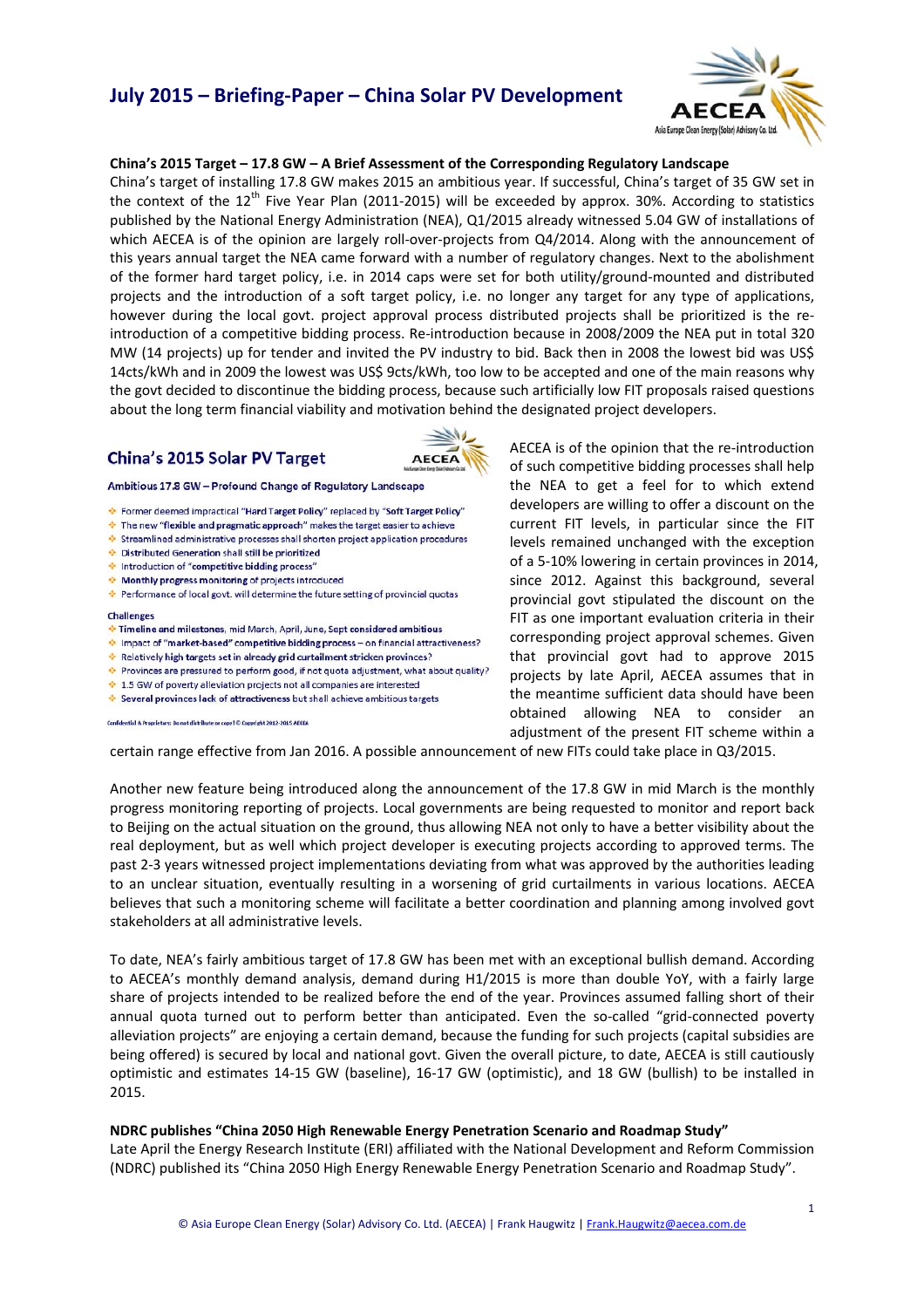# July 2015 – Briefing-Paper – China Solar PV Development

**China's 2015 Target – 17.8 GW – A Brief Assessment of the Corresponding Regulatory Landscape**

China's target of installing 17.8 GW makes 2015 an ambitious year. If successful, China's target of 35 GW set in the context of the 12th Five Year Plan (2011-2015) will be exceeded by approx. 30%. According to statistics published by the National Energy Administration (NEA), Q1/2015 already witnessed 5.04 GW of installations of which AECEA is of the opinion are largely roll-over-projects from Q4/2014. Along with the announcement of this years annual target the NEA came forward with a number of regulatory changes. Next to the abolishment of the former hard target policy, i.e. in 2014 caps were set for both utility/ground-mounted and distributed projects and the introduction of a soft target policy, i.e. no longer any target for any type of applications, however during the local govt. project approval process distributed projects shall be prioritized is the re-introduction of a competitive bidding process. Re-introduction because in 2008/2009 the NEA put in total 320 MW (14 projects) up for tender and invited the PV industry to bid. Back then in 2008 the lowest bid was US$ 14cts/kWh and in 2009 the lowest was US$ 9cts/kWh, too low to be accepted and one of the main reasons why the govt decided to discontinue the bidding process, because such artificially low FIT proposals raised questions about the long term financial viability and motivation behind the designated project developers.

**China's 2015 Solar PV Target**

**Ambitious 17.8 GW – Profound Change of Regulatory Landscape**

- Former deemed impractical "Hard Target Policy" replaced by "Soft Target Policy"
- The new "flexible and pragmatic approach" makes the target easier to achieve
- Streamlined administrative processes shall shorten project application procedures
- Distributed Generation shall still be prioritized
- Introduction of "competitive bidding process"
- Monthly progress monitoring of projects introduced
- Performance of local govt. will determine the future setting of provincial quotas

**Challenges**

- Timeline and milestones, mid March, April, June, Sept considered ambitious
- Impact of "market-based" competitive bidding process – on financial attractiveness?
- Relatively high targets set in already grid curtailment stricken provinces?
- Provinces are pressured to perform good, if not quota adjustment, what about quality?
- 1.5 GW of poverty alleviation projects not all companies are interested
- Several provinces lack of attractiveness but shall achieve ambitious targets

Confidential & Proprietary: Do not distribute or copy! © Copyright 2012-2015 AECEA

AECEA is of the opinion that the re-introduction of such competitive bidding processes shall help the NEA to get a feel for to which extend developers are willing to offer a discount on the current FIT levels, in particular since the FIT levels remained unchanged with the exception of a 5-10% lowering in certain provinces in 2014, since 2012. Against this background, several provincial govt stipulated the discount on the FIT as one important evaluation criteria in their corresponding project approval schemes. Given that provincial govt had to approve 2015 projects by late April, AECEA assumes that in the meantime sufficient data should have been obtained allowing NEA to consider an adjustment of the present FIT scheme within a certain range effective from Jan 2016. A possible announcement of new FITs could take place in Q3/2015.

Another new feature being introduced along the announcement of the 17.8 GW in mid March is the monthly progress monitoring reporting of projects. Local governments are being requested to monitor and report back to Beijing on the actual situation on the ground, thus allowing NEA not only to have a better visibility about the real deployment, but as well which project developer is executing projects according to approved terms. The past 2-3 years witnessed project implementations deviating from what was approved by the authorities leading to an unclear situation, eventually resulting in a worsening of grid curtailments in various locations. AECEA believes that such a monitoring scheme will facilitate a better coordination and planning among involved govt stakeholders at all administrative levels.

To date, NEA's fairly ambitious target of 17.8 GW has been met with an exceptional bullish demand. According to AECEA's monthly demand analysis, demand during H1/2015 is more than double YoY, with a fairly large share of projects intended to be realized before the end of the year. Provinces assumed falling short of their annual quota turned out to perform better than anticipated. Even the so-called "grid-connected poverty alleviation projects" are enjoying a certain demand, because the funding for such projects (capital subsidies are being offered) is secured by local and national govt. Given the overall picture, to date, AECEA is still cautiously optimistic and estimates 14-15 GW (baseline), 16-17 GW (optimistic), and 18 GW (bullish) to be installed in 2015.

**NDRC publishes "China 2050 High Renewable Energy Penetration Scenario and Roadmap Study"**

Late April the Energy Research Institute (ERI) affiliated with the National Development and Reform Commission (NDRC) published its "China 2050 High Energy Renewable Energy Penetration Scenario and Roadmap Study".

© Asia Europe Clean Energy (Solar) Advisory Co. Ltd. (AECEA) | Frank Haugwitz | Frank.Haugwitz@aecea.com.de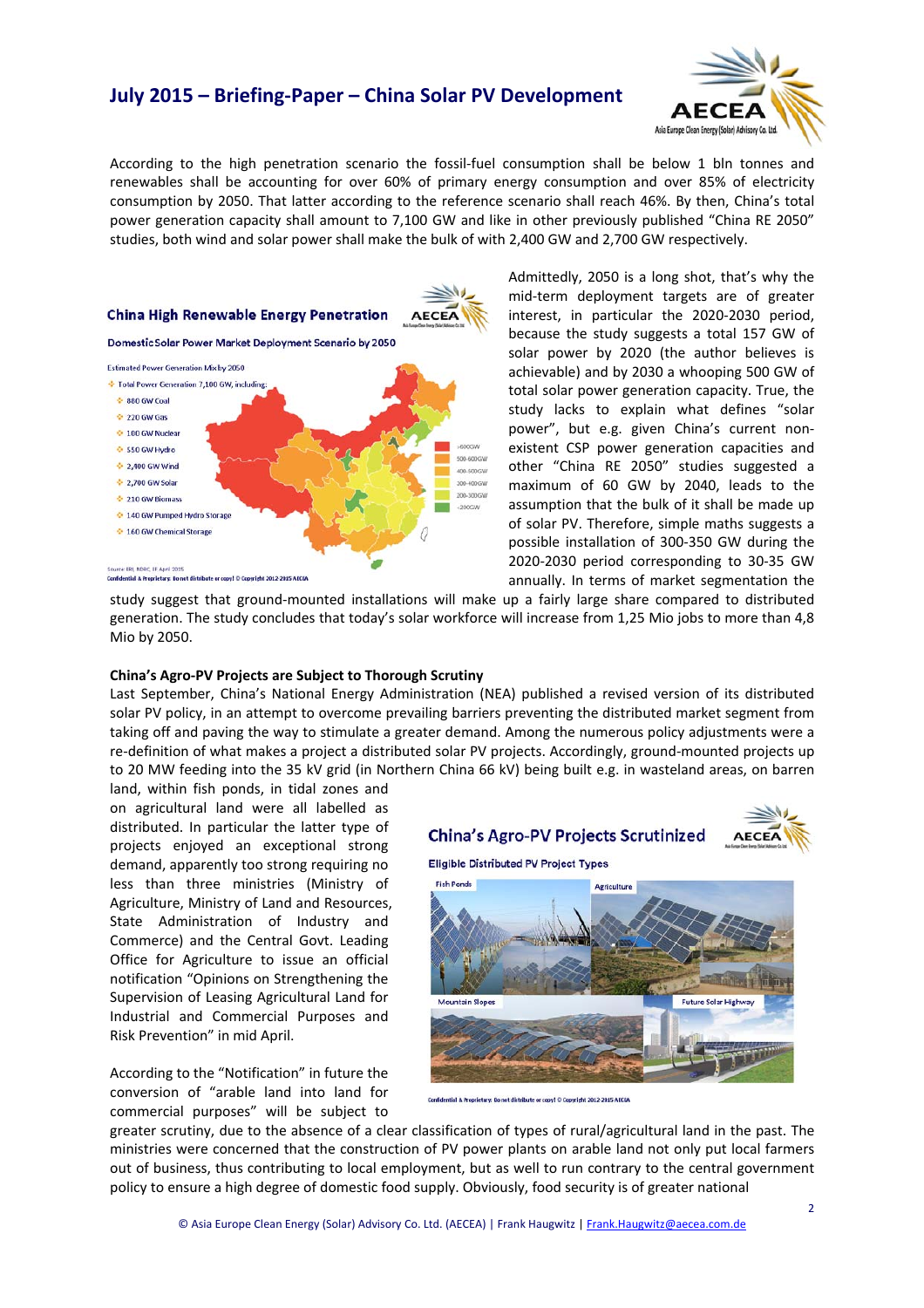According to the high penetration scenario the fossil-fuel consumption shall be below 1 bln tonnes and renewables shall be accounting for over 60% of primary energy consumption and over 85% of electricity consumption by 2050. That latter according to the reference scenario shall reach 46%. By then, China's total power generation capacity shall amount to 7,100 GW and like in other previously published "China RE 2050" studies, both wind and solar power shall make the bulk of with 2,400 GW and 2,700 GW respectively.

**China High Renewable Energy Penetration**

**Domestic Solar Power Market Deployment Scenario by 2050**

Estimated Power Generation Mix by 2050

- Total Power Generation 7,100 GW, including:
  - 880 GW Coal
  - 220 GW Gas
  - 100 GW Nuclear
  - 550 GW Hydro
  - 2,400 GW Wind
  - 2,700 GW Solar
  - 210 GW Biomass
  - 140 GW Pumped Hydro Storage
  - 160 GW Chemical Storage

>600GW; 500-600GW; 400-500GW; 300-400GW; 200-300GW; <200GW

Source: ERI, RDRC, EF April 2015

Confidential & Proprietary: Do not distribute or copy! © Copyright 2012-2015 AECEA

Admittedly, 2050 is a long shot, that's why the mid-term deployment targets are of greater interest, in particular the 2020-2030 period, because the study suggests a total 157 GW of solar power by 2020 (the author believes is achievable) and by 2030 a whooping 500 GW of total solar power generation capacity. True, the study lacks to explain what defines "solar power", but e.g. given China's current non-existent CSP power generation capacities and other "China RE 2050" studies suggested a maximum of 60 GW by 2040, leads to the assumption that the bulk of it shall be made up of solar PV. Therefore, simple maths suggests a possible installation of 300-350 GW during the 2020-2030 period corresponding to 30-35 GW annually. In terms of market segmentation the study suggest that ground-mounted installations will make up a fairly large share compared to distributed generation. The study concludes that today's solar workforce will increase from 1,25 Mio jobs to more than 4,8 Mio by 2050.

**China's Agro-PV Projects are Subject to Thorough Scrutiny**

Last September, China's National Energy Administration (NEA) published a revised version of its distributed solar PV policy, in an attempt to overcome prevailing barriers preventing the distributed market segment from taking off and paving the way to stimulate a greater demand. Among the numerous policy adjustments were a re-definition of what makes a project a distributed solar PV projects. Accordingly, ground-mounted projects up to 20 MW feeding into the 35 kV grid (in Northern China 66 kV) being built e.g. in wasteland areas, on barren land, within fish ponds, in tidal zones and on agricultural land were all labelled as distributed. In particular the latter type of projects enjoyed an exceptional strong demand, apparently too strong requiring no less than three ministries (Ministry of Agriculture, Ministry of Land and Resources, State Administration of Industry and Commerce) and the Central Govt. Leading Office for Agriculture to issue an official notification "Opinions on Strengthening the Supervision of Leasing Agricultural Land for Industrial and Commercial Purposes and Risk Prevention" in mid April.

**China's Agro-PV Projects Scrutinized**

**Eligible Distributed PV Project Types**

Fish Ponds | Agriculture | Mountain Slopes | Future Solar Highway

Confidential & Proprietary: Do not distribute or copy! © Copyright 2012-2015 AECEA

According to the "Notification" in future the conversion of "arable land into land for commercial purposes" will be subject to greater scrutiny, due to the absence of a clear classification of types of rural/agricultural land in the past. The ministries were concerned that the construction of PV power plants on arable land not only put local farmers out of business, thus contributing to local employment, but as well to run contrary to the central government policy to ensure a high degree of domestic food supply. Obviously, food security is of greater national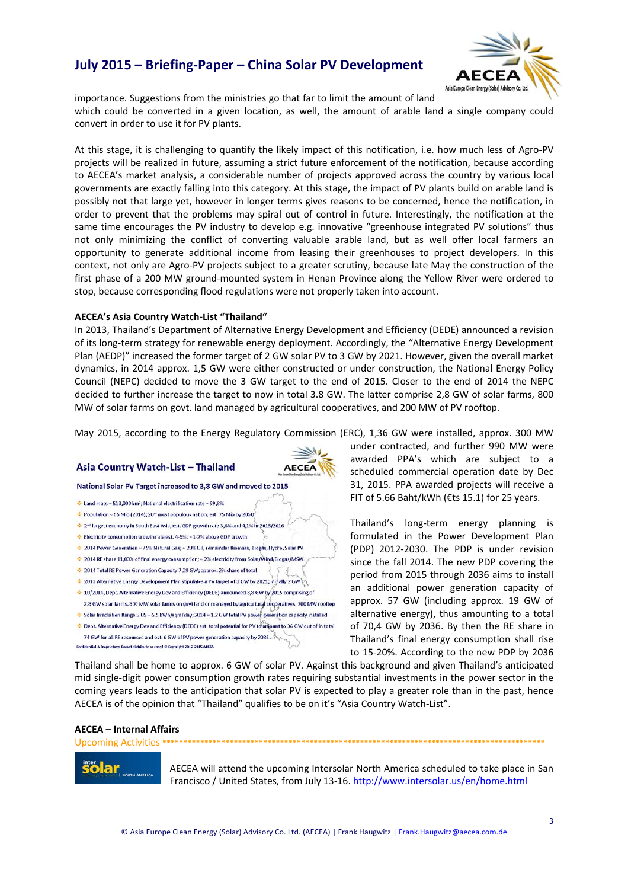importance. Suggestions from the ministries go that far to limit the amount of land which could be converted in a given location, as well, the amount of arable land a single company could convert in order to use it for PV plants.

At this stage, it is challenging to quantify the likely impact of this notification, i.e. how much less of Agro-PV projects will be realized in future, assuming a strict future enforcement of the notification, because according to AECEA's market analysis, a considerable number of projects approved across the country by various local governments are exactly falling into this category. At this stage, the impact of PV plants build on arable land is possibly not that large yet, however in longer terms gives reasons to be concerned, hence the notification, in order to prevent that the problems may spiral out of control in future. Interestingly, the notification at the same time encourages the PV industry to develop e.g. innovative "greenhouse integrated PV solutions" thus not only minimizing the conflict of converting valuable arable land, but as well offer local farmers an opportunity to generate additional income from leasing their greenhouses to project developers. In this context, not only are Agro-PV projects subject to a greater scrutiny, because late May the construction of the first phase of a 200 MW ground-mounted system in Henan Province along the Yellow River were ordered to stop, because corresponding flood regulations were not properly taken into account.

**AECEA's Asia Country Watch-List "Thailand"**

In 2013, Thailand's Department of Alternative Energy Development and Efficiency (DEDE) announced a revision of its long-term strategy for renewable energy deployment. Accordingly, the "Alternative Energy Development Plan (AEDP)" increased the former target of 2 GW solar PV to 3 GW by 2021. However, given the overall market dynamics, in 2014 approx. 1,5 GW were either constructed or under construction, the National Energy Policy Council (NEPC) decided to move the 3 GW target to the end of 2015. Closer to the end of 2014 the NEPC decided to further increase the target to now in total 3.8 GW. The latter comprise 2,8 GW of solar farms, 800 MW of solar farms on govt. land managed by agricultural cooperatives, and 200 MW of PV rooftop.

May 2015, according to the Energy Regulatory Commission (ERC), 1,36 GW were installed, approx. 300 MW under contracted, and further 990 MW were awarded PPA's which are subject to a scheduled commercial operation date by Dec 31, 2015. PPA awarded projects will receive a FIT of 5.66 Baht/kWh (€ts 15.1) for 25 years.

**Asia Country Watch-List – Thailand**

**National Solar PV Target increased to 3,8 GW and moved to 2015**

- Land mass ≈ 513,000 km²; National electrification rate ≈ 99,8%
- Population ≈ 66 Mio (2014); 20th most populous nation; est. 75 Mio by 2050
- 2nd largest economy in South East Asia; est. GDP growth rate 3,6% and 4,1% in 2015/2016
- Electricity consumption growth rate est. 4-5%; ≈ 1-2% above GDP growth
- 2014 Power Generation ≈ 75% Natural Gas; ≈ 20% Oil, remainder Biomass, Biogas, Hydro, Solar PV
- 2014 RE share 11,83% of final energy consumption; ≈ 2% electricity from Solar/Wind/Biogas/MSW
- 2014 Total RE Power Generation Capacity 7,29 GW; approx. 2% share of total
- 2013 Alternative Energy Development Plan stipulates a PV target of 3 GW by 2021; initially 2 GW
- 10/2014, Dept. Alternative Energy Dev and Efficiency (DEDE) announced 3,8 GW by 2015 comprising of 2,8 GW solar farms, 800 MW solar farms on govt land or managed by agricultural cooperatives, 200 MW rooftop
- Solar Irradiation Range 5.05 – 6.5 kWh/sqm/day; 2014 ≈ 1.2 GW total PV power generation capacity installed
- Dept. Alternative Energy Dev and Efficiency (DEDE) est. total potential for PV to amount to 36 GW out of in total 74 GW for all RE resources and est. 6 GW of PV power generation capacity by 2036

Confidential & Proprietary. Do not distribute or copy! © Copyright 2012-2015 AECEA

Thailand's long-term energy planning is formulated in the Power Development Plan (PDP) 2012-2030. The PDP is under revision since the fall 2014. The new PDP covering the period from 2015 through 2036 aims to install an additional power generation capacity of approx. 57 GW (including approx. 19 GW of alternative energy), thus amounting to a total of 70,4 GW by 2036. By then the RE share in Thailand's final energy consumption shall rise to 15-20%. According to the new PDP by 2036 Thailand shall be home to approx. 6 GW of solar PV. Against this background and given Thailand's anticipated mid single-digit power consumption growth rates requiring substantial investments in the power sector in the coming years leads to the anticipation that solar PV is expected to play a greater role than in the past, hence AECEA is of the opinion that "Thailand" qualifies to be on it's "Asia Country Watch-List".

**AECEA – Internal Affairs**

Upcoming Activities ******************************************************************************************

AECEA will attend the upcoming Intersolar North America scheduled to take place in San Francisco / United States, from July 13-16. http://www.intersolar.us/en/home.html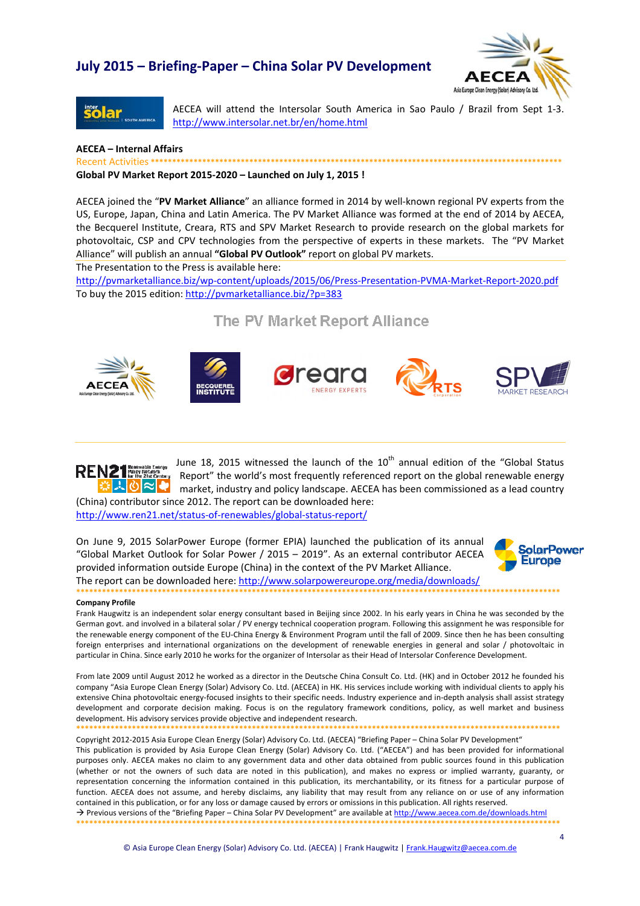# July 2015 – Briefing-Paper – China Solar PV Development

AECEA will attend the Intersolar South America in Sao Paulo / Brazil from Sept 1-3. http://www.intersolar.net.br/en/home.html

**AECEA – Internal Affairs**

Recent Activities ******************************************************************************************

**Global PV Market Report 2015-2020 – Launched on July 1, 2015 !**

AECEA joined the "**PV Market Alliance**" an alliance formed in 2014 by well-known regional PV experts from the US, Europe, Japan, China and Latin America. The PV Market Alliance was formed at the end of 2014 by AECEA, the Becquerel Institute, Creara, RTS and SPV Market Research to provide research on the global markets for photovoltaic, CSP and CPV technologies from the perspective of experts in these markets. The "PV Market Alliance" will publish an annual **"Global PV Outlook"** report on global PV markets.

The Presentation to the Press is available here:
http://pvmarketalliance.biz/wp-content/uploads/2015/06/Press-Presentation-PVMA-Market-Report-2020.pdf
To buy the 2015 edition: http://pvmarketalliance.biz/?p=383

The PV Market Report Alliance

June 18, 2015 witnessed the launch of the 10th annual edition of the "Global Status Report" the world's most frequently referenced report on the global renewable energy market, industry and policy landscape. AECEA has been commissioned as a lead country (China) contributor since 2012. The report can be downloaded here:
http://www.ren21.net/status-of-renewables/global-status-report/

On June 9, 2015 SolarPower Europe (former EPIA) launched the publication of its annual "Global Market Outlook for Solar Power / 2015 – 2019". As an external contributor AECEA provided information outside Europe (China) in the context of the PV Market Alliance.
The report can be downloaded here: http://www.solarpowereurope.org/media/downloads/

******************************************************************************************

**Company Profile**

Frank Haugwitz is an independent solar energy consultant based in Beijing since 2002. In his early years in China he was seconded by the German govt. and involved in a bilateral solar / PV energy technical cooperation program. Following this assignment he was responsible for the renewable energy component of the EU-China Energy & Environment Program until the fall of 2009. Since then he has been consulting foreign enterprises and international organizations on the development of renewable energies in general and solar / photovoltaic in particular in China. Since early 2010 he works for the organizer of Intersolar as their Head of Intersolar Conference Development.

From late 2009 until August 2012 he worked as a director in the Deutsche China Consult Co. Ltd. (HK) and in October 2012 he founded his company "Asia Europe Clean Energy (Solar) Advisory Co. Ltd. (AECEA) in HK. His services include working with individual clients to apply his extensive China photovoltaic energy-focused insights to their specific needs. Industry experience and in-depth analysis shall assist strategy development and corporate decision making. Focus is on the regulatory framework conditions, policy, as well market and business development. His advisory services provide objective and independent research.

******************************************************************************************

Copyright 2012-2015 Asia Europe Clean Energy (Solar) Advisory Co. Ltd. (AECEA) "Briefing Paper – China Solar PV Development"
This publication is provided by Asia Europe Clean Energy (Solar) Advisory Co. Ltd. ("AECEA") and has been provided for informational purposes only. AECEA makes no claim to any government data and other data obtained from public sources found in this publication (whether or not the owners of such data are noted in this publication), and makes no express or implied warranty, guaranty, or representation concerning the information contained in this publication, its merchantability, or its fitness for a particular purpose of function. AECEA does not assume, and hereby disclaims, any liability that may result from any reliance on or use of any information contained in this publication, or for any loss or damage caused by errors or omissions in this publication. All rights reserved.
→ Previous versions of the "Briefing Paper – China Solar PV Development" are available at http://www.aecea.com.de/downloads.html

******************************************************************************************